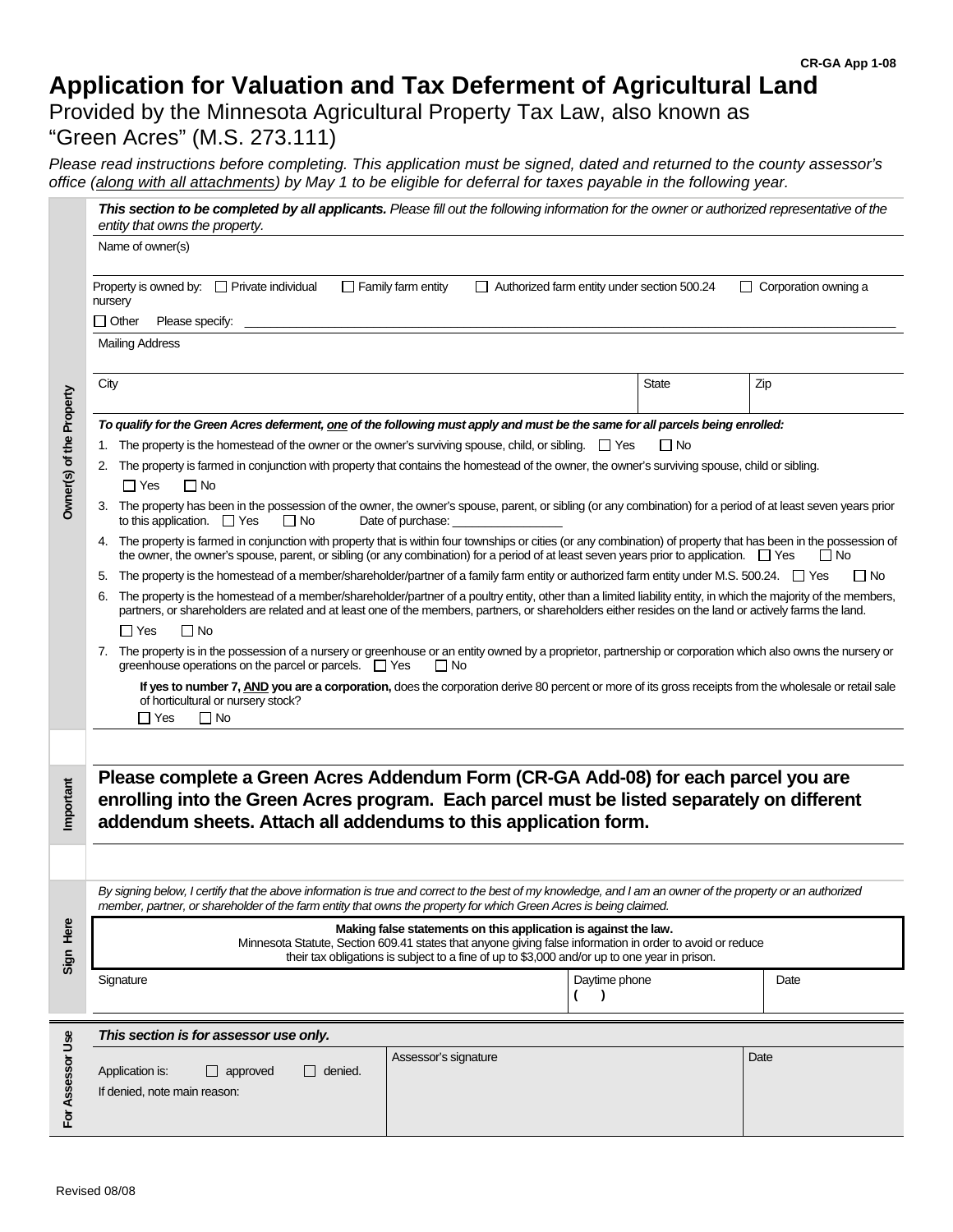CR-GA App 1-08

# Application for Valuation and Tax Deferment of Agricultural Land

## Provided by the Minnesota Agricultural Property Tax Law, also known as "Green Acres" (M.S. 273.111)

*Please read instructions before completing. This application must be signed, dated and returned to the county assessor's office (along with all attachments) by May 1 to be eligible for deferral for taxes payable in the following year.*

### Owner(s) of the Property

***This section to be completed by all applicants.*** *Please fill out the following information for the owner or authorized representative of the entity that owns the property.*

Name of owner(s)

Property is owned by: ☐ Private individual ☐ Family farm entity ☐ Authorized farm entity under section 500.24 ☐ Corporation owning a nursery

☐ Other Please specify: ____________________

Mailing Address

| City | State | Zip |
|---|---|---|
| | | |

***To qualify for the Green Acres deferment, one of the following must apply and must be the same for all parcels being enrolled:***

1. The property is the homestead of the owner or the owner's surviving spouse, child, or sibling. ☐ Yes ☐ No
2. The property is farmed in conjunction with property that contains the homestead of the owner, the owner's surviving spouse, child or sibling.
   ☐ Yes ☐ No
3. The property has been in the possession of the owner, the owner's spouse, parent, or sibling (or any combination) for a period of at least seven years prior to this application. ☐ Yes ☐ No Date of purchase: ________________
4. The property is farmed in conjunction with property that is within four townships or cities (or any combination) of property that has been in the possession of the owner, the owner's spouse, parent, or sibling (or any combination) for a period of at least seven years prior to application. ☐ Yes ☐ No
5. The property is the homestead of a member/shareholder/partner of a family farm entity or authorized farm entity under M.S. 500.24. ☐ Yes ☐ No
6. The property is the homestead of a member/shareholder/partner of a poultry entity, other than a limited liability entity, in which the majority of the members, partners, or shareholders are related and at least one of the members, partners, or shareholders either resides on the land or actively farms the land.
   ☐ Yes ☐ No
7. The property is in the possession of a nursery or greenhouse or an entity owned by a proprietor, partnership or corporation which also owns the nursery or greenhouse operations on the parcel or parcels. ☐ Yes ☐ No

   **If yes to number 7, AND you are a corporation,** does the corporation derive 80 percent or more of its gross receipts from the wholesale or retail sale of horticultural or nursery stock?
   ☐ Yes ☐ No

### Important

**Please complete a Green Acres Addendum Form (CR-GA Add-08) for each parcel you are enrolling into the Green Acres program. Each parcel must be listed separately on different addendum sheets. Attach all addendums to this application form.**

### Sign Here

*By signing below, I certify that the above information is true and correct to the best of my knowledge, and I am an owner of the property or an authorized member, partner, or shareholder of the farm entity that owns the property for which Green Acres is being claimed.*

**Making false statements on this application is against the law.**
Minnesota Statute, Section 609.41 states that anyone giving false information in order to avoid or reduce their tax obligations is subject to a fine of up to $3,000 and/or up to one year in prison.

| Signature | Daytime phone | Date |
|---|---|---|
| | ( ) | |

### For Assessor Use

*This section is for assessor use only.*

| Application is: ☐ approved ☐ denied.<br>If denied, note main reason: | Assessor's signature | Date |
|---|---|---|
| | | |

Revised 08/08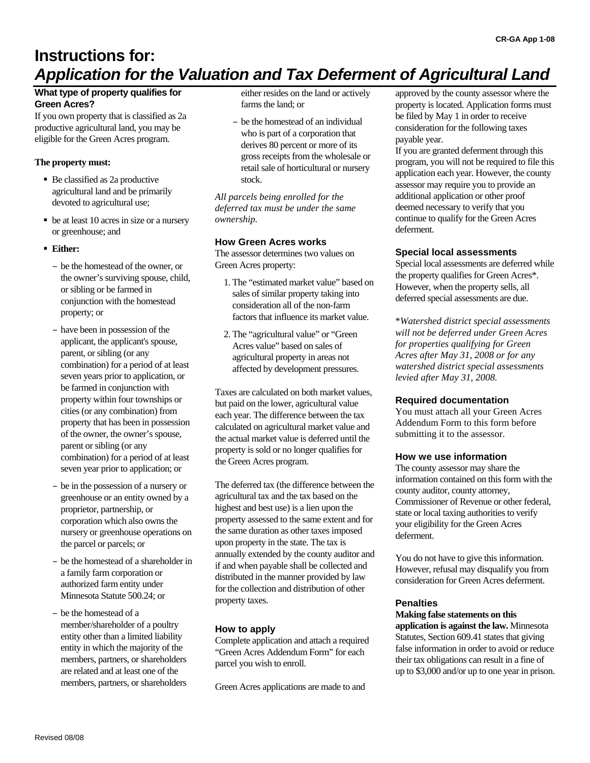# Instructions for: *Application for the Valuation and Tax Deferment of Agricultural Land*

### What type of property qualifies for Green Acres?

If you own property that is classified as 2a productive agricultural land, you may be eligible for the Green Acres program.

**The property must:**

- Be classified as 2a productive agricultural land and be primarily devoted to agricultural use;
- be at least 10 acres in size or a nursery or greenhouse; and
- **Either:**
  - be the homestead of the owner, or the owner's surviving spouse, child, or sibling or be farmed in conjunction with the homestead property; or
  - have been in possession of the applicant, the applicant's spouse, parent, or sibling (or any combination) for a period of at least seven years prior to application, or be farmed in conjunction with property within four townships or cities (or any combination) from property that has been in possession of the owner, the owner's spouse, parent or sibling (or any combination) for a period of at least seven year prior to application; or
  - be in the possession of a nursery or greenhouse or an entity owned by a proprietor, partnership, or corporation which also owns the nursery or greenhouse operations on the parcel or parcels; or
  - be the homestead of a shareholder in a family farm corporation or authorized farm entity under Minnesota Statute 500.24; or
  - be the homestead of a member/shareholder of a poultry entity other than a limited liability entity in which the majority of the members, partners, or shareholders are related and at least one of the members, partners, or shareholders either resides on the land or actively farms the land; or
  - be the homestead of an individual who is part of a corporation that derives 80 percent or more of its gross receipts from the wholesale or retail sale of horticultural or nursery stock.

*All parcels being enrolled for the deferred tax must be under the same ownership.*

### How Green Acres works

The assessor determines two values on Green Acres property:

1. The "estimated market value" based on sales of similar property taking into consideration all of the non-farm factors that influence its market value.
2. The "agricultural value" or "Green Acres value" based on sales of agricultural property in areas not affected by development pressures.

Taxes are calculated on both market values, but paid on the lower, agricultural value each year. The difference between the tax calculated on agricultural market value and the actual market value is deferred until the property is sold or no longer qualifies for the Green Acres program.

The deferred tax (the difference between the agricultural tax and the tax based on the highest and best use) is a lien upon the property assessed to the same extent and for the same duration as other taxes imposed upon property in the state. The tax is annually extended by the county auditor and if and when payable shall be collected and distributed in the manner provided by law for the collection and distribution of other property taxes.

### How to apply

Complete application and attach a required "Green Acres Addendum Form" for each parcel you wish to enroll.

Green Acres applications are made to and approved by the county assessor where the property is located. Application forms must be filed by May 1 in order to receive consideration for the following taxes payable year.

If you are granted deferment through this program, you will not be required to file this application each year. However, the county assessor may require you to provide an additional application or other proof deemed necessary to verify that you continue to qualify for the Green Acres deferment.

### Special local assessments

Special local assessments are deferred while the property qualifies for Green Acres*. However, when the property sells, all deferred special assessments are due.

*\*Watershed district special assessments will not be deferred under Green Acres for properties qualifying for Green Acres after May 31, 2008 or for any watershed district special assessments levied after May 31, 2008.*

### Required documentation

You must attach all your Green Acres Addendum Form to this form before submitting it to the assessor.

### How we use information

The county assessor may share the information contained on this form with the county auditor, county attorney, Commissioner of Revenue or other federal, state or local taxing authorities to verify your eligibility for the Green Acres deferment.

You do not have to give this information. However, refusal may disqualify you from consideration for Green Acres deferment.

### Penalties

**Making false statements on this application is against the law.** Minnesota Statutes, Section 609.41 states that giving false information in order to avoid or reduce their tax obligations can result in a fine of up to $3,000 and/or up to one year in prison.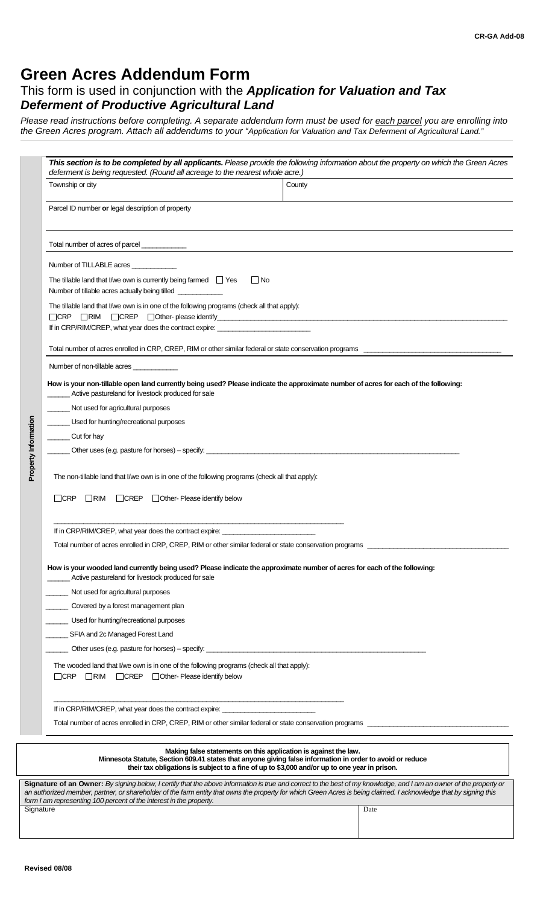CR-GA Add-08

# Green Acres Addendum Form

## This form is used in conjunction with the *Application for Valuation and Tax Deferment of Productive Agricultural Land*

*Please read instructions before completing. A separate addendum form must be used for each parcel you are enrolling into the Green Acres program. Attach all addendums to your "Application for Valuation and Tax Deferment of Agricultural Land."*

**Property Information**

***This section is to be completed by all applicants.*** *Please provide the following information about the property on which the Green Acres deferment is being requested. (Round all acreage to the nearest whole acre.)*

| Township or city | County |
|---|---|
| | |

Parcel ID number **or** legal description of property

Total number of acres of parcel ___________

Number of TILLABLE acres ___________

The tillable land that I/we own is currently being farmed ☐ Yes ☐ No

Number of tillable acres actually being tilled ___________

The tillable land that I/we own is in one of the following programs (check all that apply):

☐CRP ☐RIM ☐CREP ☐Other- please identify___________

If in CRP/RIM/CREP, what year does the contract expire: ___________

Total number of acres enrolled in CRP, CREP, RIM or other similar federal or state conservation programs ___________

Number of non-tillable acres ___________

**How is your non-tillable open land currently being used? Please indicate the approximate number of acres for each of the following:**

______ Active pastureland for livestock produced for sale

______ Not used for agricultural purposes

______ Used for hunting/recreational purposes

______ Cut for hay

______ Other uses (e.g. pasture for horses) – specify: ___________

The non-tillable land that I/we own is in one of the following programs (check all that apply):

☐CRP ☐RIM ☐CREP ☐Other- Please identify below

___________

If in CRP/RIM/CREP, what year does the contract expire: ___________

Total number of acres enrolled in CRP, CREP, RIM or other similar federal or state conservation programs ___________

**How is your wooded land currently being used? Please indicate the approximate number of acres for each of the following:**

______ Active pastureland for livestock produced for sale

______ Not used for agricultural purposes

______ Covered by a forest management plan

______ Used for hunting/recreational purposes

______ SFIA and 2c Managed Forest Land

______ Other uses (e.g. pasture for horses) – specify: ___________

The wooded land that I/we own is in one of the following programs (check all that apply):

☐CRP ☐RIM ☐CREP ☐Other- Please identify below

___________

If in CRP/RIM/CREP, what year does the contract expire: ___________

Total number of acres enrolled in CRP, CREP, RIM or other similar federal or state conservation programs ___________

**Making false statements on this application is against the law.**
**Minnesota Statute, Section 609.41 states that anyone giving false information in order to avoid or reduce their tax obligations is subject to a fine of up to $3,000 and/or up to one year in prison.**

**Signature of an Owner:** *By signing below, I certify that the above information is true and correct to the best of my knowledge, and I am an owner of the property or an authorized member, partner, or shareholder of the farm entity that owns the property for which Green Acres is being claimed. I acknowledge that by signing this form I am representing 100 percent of the interest in the property.*

| Signature | Date |
|---|---|
| | |

Revised 08/08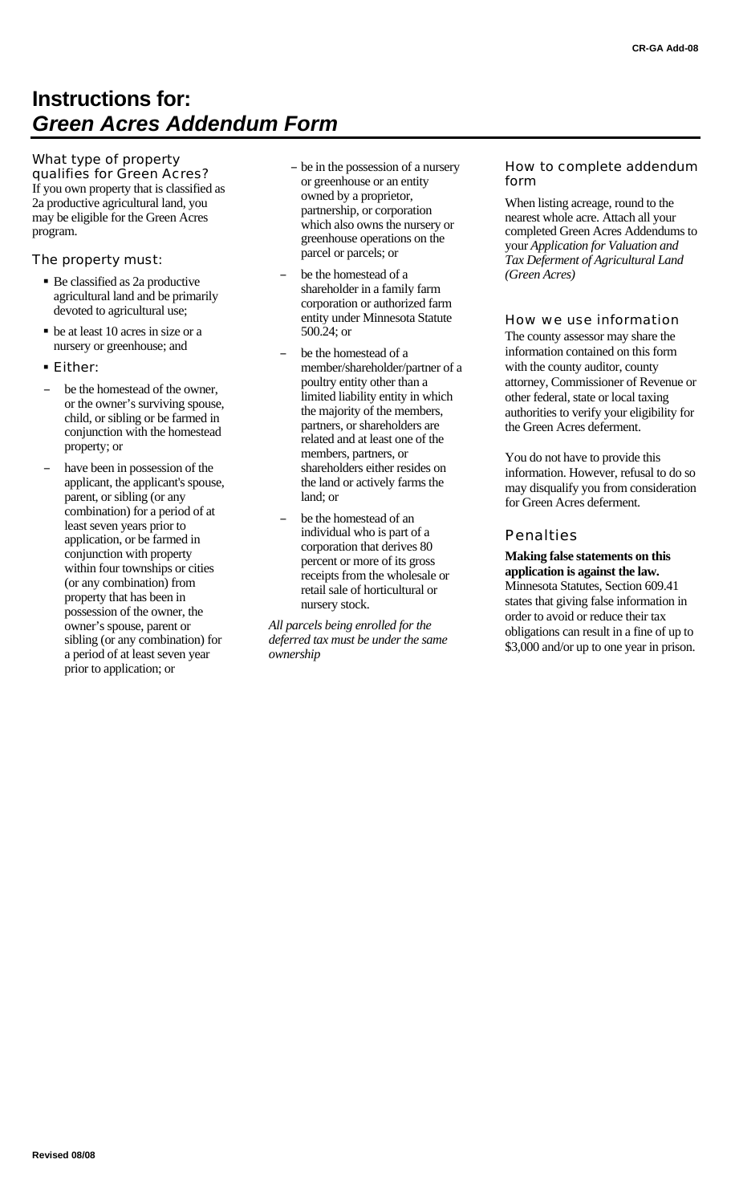# Instructions for: *Green Acres Addendum Form*

### What type of property qualifies for Green Acres?

If you own property that is classified as 2a productive agricultural land, you may be eligible for the Green Acres program.

### The property must:

- Be classified as 2a productive agricultural land and be primarily devoted to agricultural use;
- be at least 10 acres in size or a nursery or greenhouse; and
- Either:
  - be the homestead of the owner, or the owner's surviving spouse, child, or sibling or be farmed in conjunction with the homestead property; or
  - have been in possession of the applicant, the applicant's spouse, parent, or sibling (or any combination) for a period of at least seven years prior to application, or be farmed in conjunction with property within four townships or cities (or any combination) from property that has been in possession of the owner, the owner's spouse, parent or sibling (or any combination) for a period of at least seven year prior to application; or
  - be in the possession of a nursery or greenhouse or an entity owned by a proprietor, partnership, or corporation which also owns the nursery or greenhouse operations on the parcel or parcels; or
  - be the homestead of a shareholder in a family farm corporation or authorized farm entity under Minnesota Statute 500.24; or
  - be the homestead of a member/shareholder/partner of a poultry entity other than a limited liability entity in which the majority of the members, partners, or shareholders are related and at least one of the members, partners, or shareholders either resides on the land or actively farms the land; or
  - be the homestead of an individual who is part of a corporation that derives 80 percent or more of its gross receipts from the wholesale or retail sale of horticultural or nursery stock.

*All parcels being enrolled for the deferred tax must be under the same ownership*

### How to complete addendum form

When listing acreage, round to the nearest whole acre. Attach all your completed Green Acres Addendums to your *Application for Valuation and Tax Deferment of Agricultural Land (Green Acres)*

### How we use information

The county assessor may share the information contained on this form with the county auditor, county attorney, Commissioner of Revenue or other federal, state or local taxing authorities to verify your eligibility for the Green Acres deferment.

You do not have to provide this information. However, refusal to do so may disqualify you from consideration for Green Acres deferment.

### Penalties

**Making false statements on this application is against the law.** Minnesota Statutes, Section 609.41 states that giving false information in order to avoid or reduce their tax obligations can result in a fine of up to $3,000 and/or up to one year in prison.

Revised 08/08